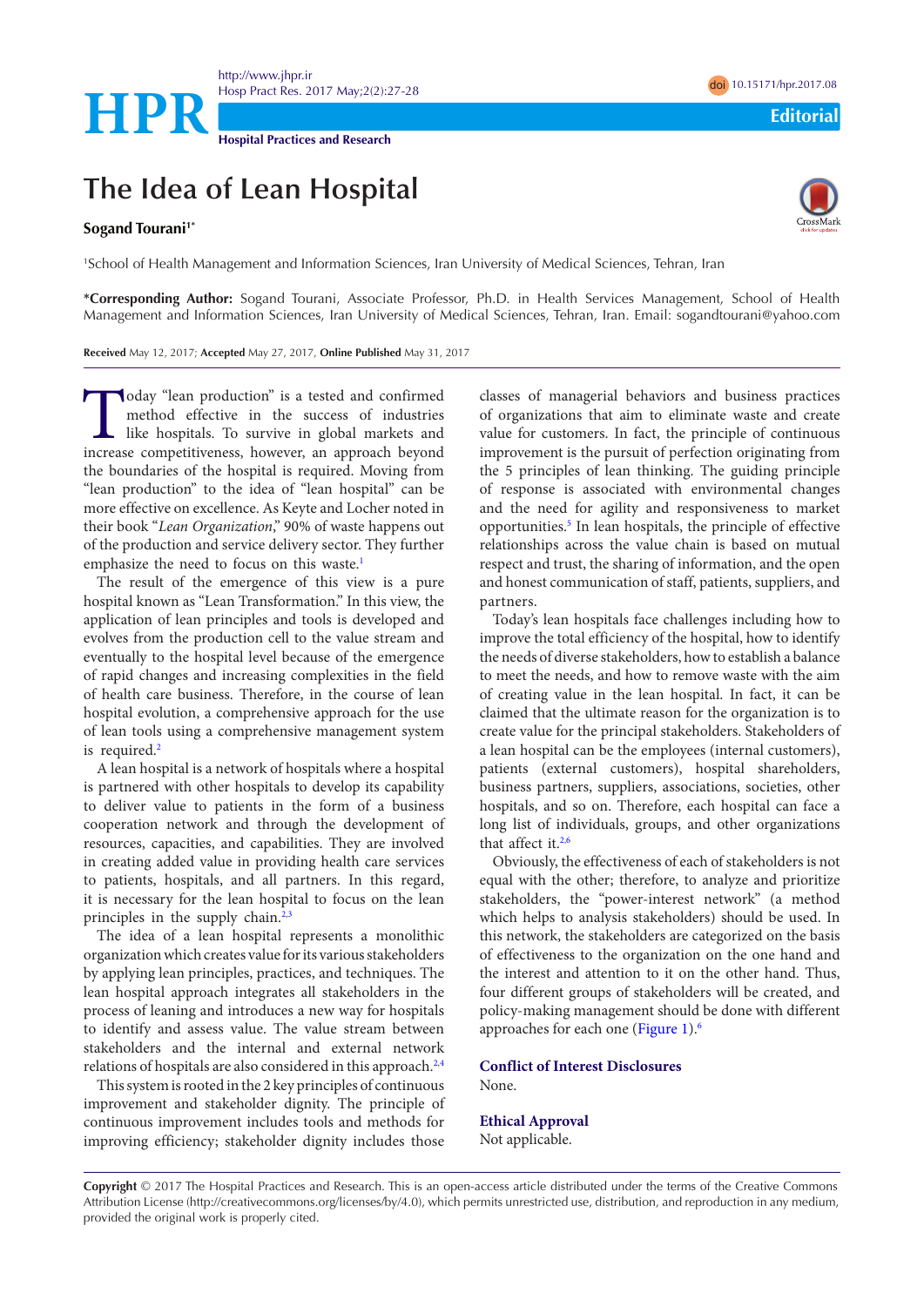# The Idea of Lean Hospital

**Sogand Tourani**[1*]

[1]School of Health Management and Information Sciences, Iran University of Medical Sciences, Tehran, Iran

***Corresponding Author:** Sogand Tourani, Associate Professor, Ph.D. in Health Services Management, School of Health Management and Information Sciences, Iran University of Medical Sciences, Tehran, Iran. Email: sogandtourani@yahoo.com

**Received** May 12, 2017; **Accepted** May 27, 2017; **Online Published** May 31, 2017

Today "lean production" is a tested and confirmed method effective in the success of industries like hospitals. To survive in global markets and increase competitiveness, however, an approach beyond the boundaries of the hospital is required. Moving from "lean production" to the idea of "lean hospital" can be more effective on excellence. As Keyte and Locher noted in their book "*Lean Organization*," 90% of waste happens out of the production and service delivery sector. They further emphasize the need to focus on this waste.[1]

The result of the emergence of this view is a pure hospital known as "Lean Transformation." In this view, the application of lean principles and tools is developed and evolves from the production cell to the value stream and eventually to the hospital level because of the emergence of rapid changes and increasing complexities in the field of health care business. Therefore, in the course of lean hospital evolution, a comprehensive approach for the use of lean tools using a comprehensive management system is required.[2]

A lean hospital is a network of hospitals where a hospital is partnered with other hospitals to develop its capability to deliver value to patients in the form of a business cooperation network and through the development of resources, capacities, and capabilities. They are involved in creating added value in providing health care services to patients, hospitals, and all partners. In this regard, it is necessary for the lean hospital to focus on the lean principles in the supply chain.[2,3]

The idea of a lean hospital represents a monolithic organization which creates value for its various stakeholders by applying lean principles, practices, and techniques. The lean hospital approach integrates all stakeholders in the process of leaning and introduces a new way for hospitals to identify and assess value. The value stream between stakeholders and the internal and external network relations of hospitals are also considered in this approach.[2,4]

This system is rooted in the 2 key principles of continuous improvement and stakeholder dignity. The principle of continuous improvement includes tools and methods for improving efficiency; stakeholder dignity includes those classes of managerial behaviors and business practices of organizations that aim to eliminate waste and create value for customers. In fact, the principle of continuous improvement is the pursuit of perfection originating from the 5 principles of lean thinking. The guiding principle of response is associated with environmental changes and the need for agility and responsiveness to market opportunities.[5] In lean hospitals, the principle of effective relationships across the value chain is based on mutual respect and trust, the sharing of information, and the open and honest communication of staff, patients, suppliers, and partners.

Today's lean hospitals face challenges including how to improve the total efficiency of the hospital, how to identify the needs of diverse stakeholders, how to establish a balance to meet the needs, and how to remove waste with the aim of creating value in the lean hospital. In fact, it can be claimed that the ultimate reason for the organization is to create value for the principal stakeholders. Stakeholders of a lean hospital can be the employees (internal customers), patients (external customers), hospital shareholders, business partners, suppliers, associations, societies, other hospitals, and so on. Therefore, each hospital can face a long list of individuals, groups, and other organizations that affect it.[2,6]

Obviously, the effectiveness of each of stakeholders is not equal with the other; therefore, to analyze and prioritize stakeholders, the "power-interest network" (a method which helps to analysis stakeholders) should be used. In this network, the stakeholders are categorized on the basis of effectiveness to the organization on the one hand and the interest and attention to it on the other hand. Thus, four different groups of stakeholders will be created, and policy-making management should be done with different approaches for each one (Figure 1).[6]

## Conflict of Interest Disclosures

None.

## Ethical Approval

Not applicable.

**Copyright** © 2017 The Hospital Practices and Research. This is an open-access article distributed under the terms of the Creative Commons Attribution License (http://creativecommons.org/licenses/by/4.0), which permits unrestricted use, distribution, and reproduction in any medium, provided the original work is properly cited.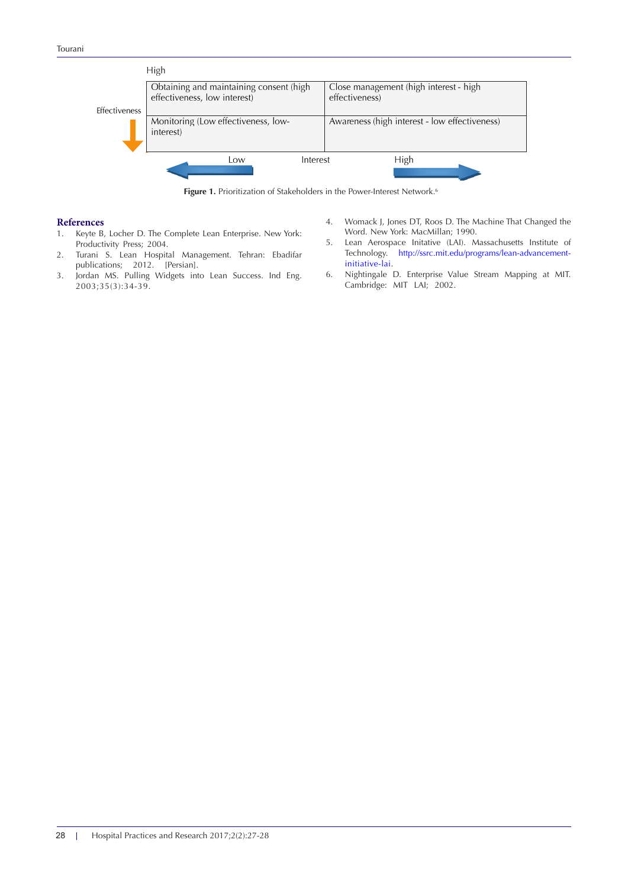High

Effectiveness

Obtaining and maintaining consent (high effectiveness, low interest)

Close management (high interest - high effectiveness)

Monitoring (Low effectiveness, low-interest)

Awareness (high interest - low effectiveness)

Low

Interest

High

**Figure 1.** Prioritization of Stakeholders in the Power-Interest Network.[6]

## References

1. Keyte B, Locher D. The Complete Lean Enterprise. New York: Productivity Press; 2004.
2. Turani S. Lean Hospital Management. Tehran: Ebadifar publications; 2012. [Persian].
3. Jordan MS. Pulling Widgets into Lean Success. Ind Eng. 2003;35(3):34-39.
4. Womack J, Jones DT, Roos D. The Machine That Changed the Word. New York: MacMillan; 1990.
5. Lean Aerospace Initative (LAI). Massachusetts Institute of Technology. http://ssrc.mit.edu/programs/lean-advancement-initiative-lai.
6. Nightingale D. Enterprise Value Stream Mapping at MIT. Cambridge: MIT LAI; 2002.